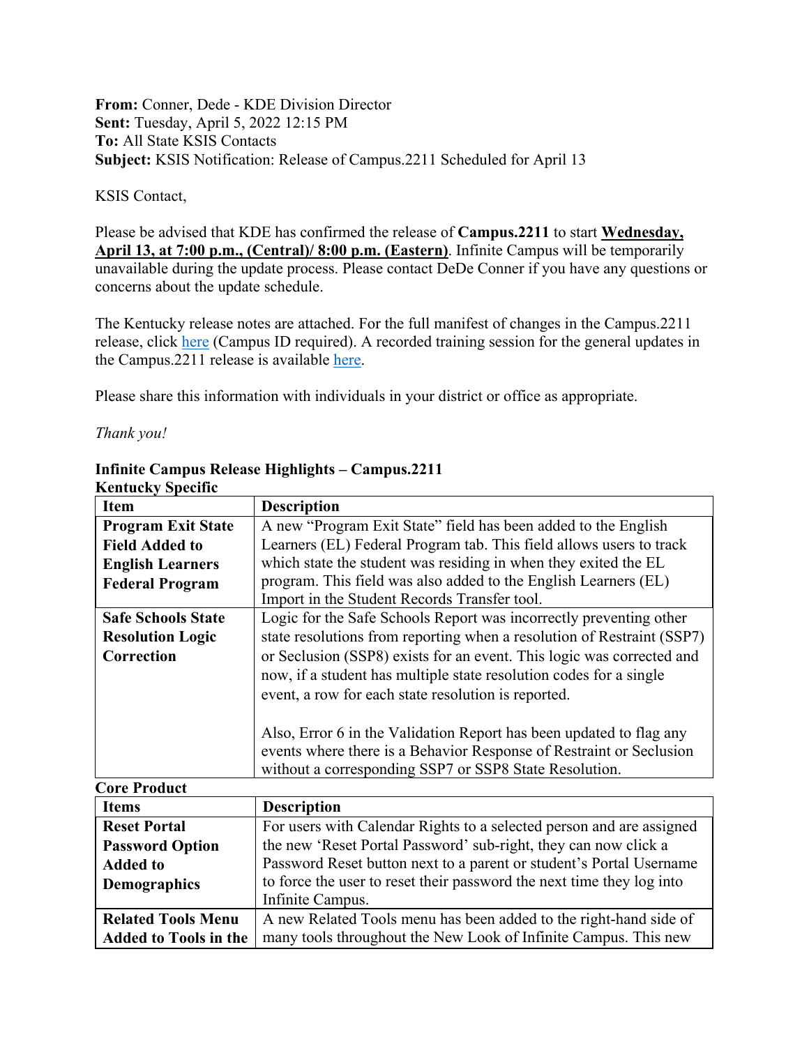**From:** Conner, Dede - KDE Division Director
**Sent:** Tuesday, April 5, 2022 12:15 PM
**To:** All State KSIS Contacts
**Subject:** KSIS Notification: Release of Campus.2211 Scheduled for April 13

KSIS Contact,

Please be advised that KDE has confirmed the release of **Campus.2211** to start **Wednesday, April 13, at 7:00 p.m., (Central)/ 8:00 p.m. (Eastern)**. Infinite Campus will be temporarily unavailable during the update process. Please contact DeDe Conner if you have any questions or concerns about the update schedule.

The Kentucky release notes are attached. For the full manifest of changes in the Campus.2211 release, click here (Campus ID required). A recorded training session for the general updates in the Campus.2211 release is available here.

Please share this information with individuals in your district or office as appropriate.

*Thank you!*

**Infinite Campus Release Highlights – Campus.2211**

**Kentucky Specific**

| Item | Description |
|---|---|
| **Program Exit State Field Added to English Learners Federal Program** | A new "Program Exit State" field has been added to the English Learners (EL) Federal Program tab. This field allows users to track which state the student was residing in when they exited the EL program. This field was also added to the English Learners (EL) Import in the Student Records Transfer tool. |
| **Safe Schools State Resolution Logic Correction** | Logic for the Safe Schools Report was incorrectly preventing other state resolutions from reporting when a resolution of Restraint (SSP7) or Seclusion (SSP8) exists for an event. This logic was corrected and now, if a student has multiple state resolution codes for a single event, a row for each state resolution is reported.<br><br>Also, Error 6 in the Validation Report has been updated to flag any events where there is a Behavior Response of Restraint or Seclusion without a corresponding SSP7 or SSP8 State Resolution. |

**Core Product**

| Items | Description |
|---|---|
| **Reset Portal Password Option Added to Demographics** | For users with Calendar Rights to a selected person and are assigned the new 'Reset Portal Password' sub-right, they can now click a Password Reset button next to a parent or student's Portal Username to force the user to reset their password the next time they log into Infinite Campus. |
| **Related Tools Menu Added to Tools in the** | A new Related Tools menu has been added to the right-hand side of many tools throughout the New Look of Infinite Campus. This new |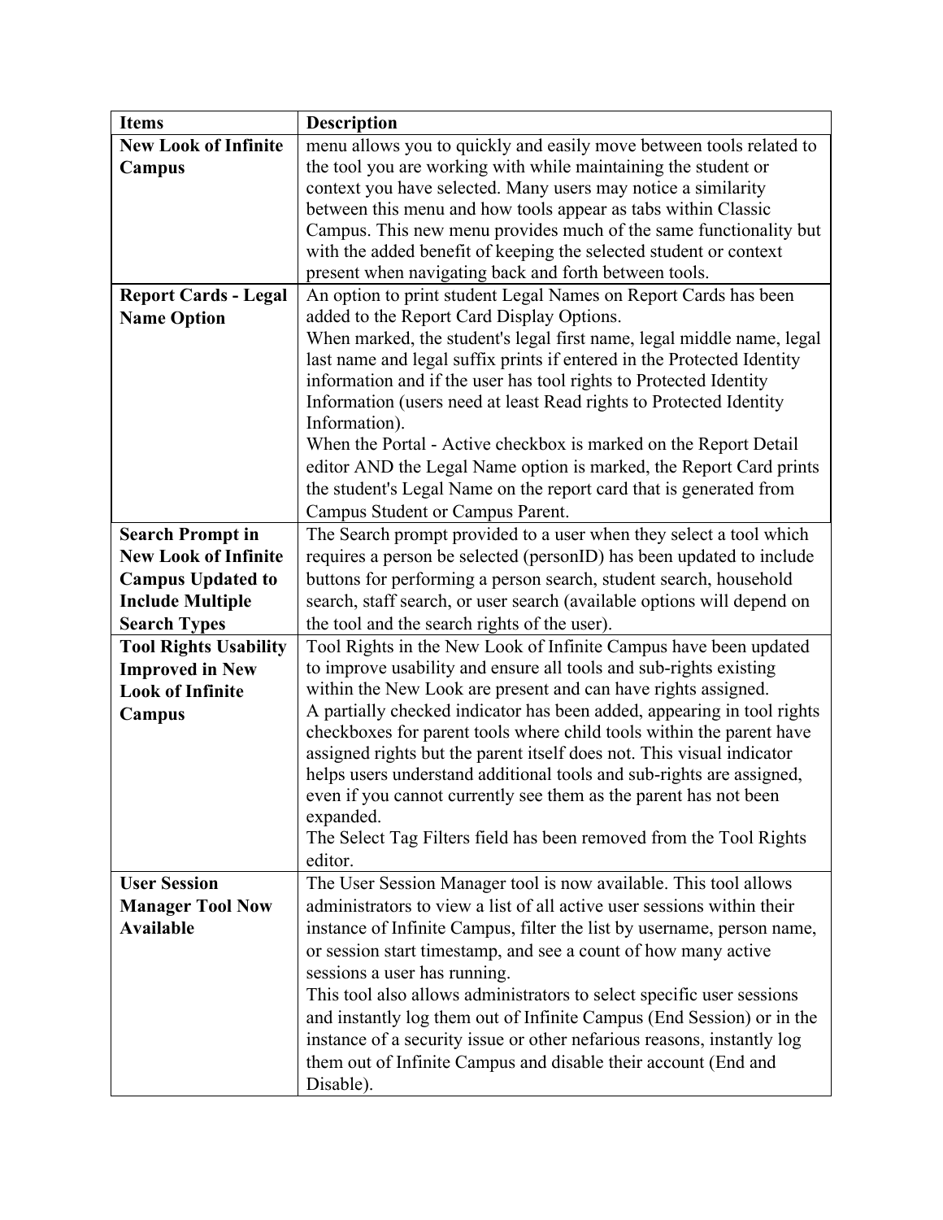| Items | Description |
| --- | --- |
| **New Look of Infinite Campus** | menu allows you to quickly and easily move between tools related to the tool you are working with while maintaining the student or context you have selected. Many users may notice a similarity between this menu and how tools appear as tabs within Classic Campus. This new menu provides much of the same functionality but with the added benefit of keeping the selected student or context present when navigating back and forth between tools. |
| **Report Cards - Legal Name Option** | An option to print student Legal Names on Report Cards has been added to the Report Card Display Options.<br>When marked, the student's legal first name, legal middle name, legal last name and legal suffix prints if entered in the Protected Identity information and if the user has tool rights to Protected Identity Information (users need at least Read rights to Protected Identity Information).<br>When the Portal - Active checkbox is marked on the Report Detail editor AND the Legal Name option is marked, the Report Card prints the student's Legal Name on the report card that is generated from Campus Student or Campus Parent. |
| **Search Prompt in New Look of Infinite Campus Updated to Include Multiple Search Types** | The Search prompt provided to a user when they select a tool which requires a person be selected (personID) has been updated to include buttons for performing a person search, student search, household search, staff search, or user search (available options will depend on the tool and the search rights of the user). |
| **Tool Rights Usability Improved in New Look of Infinite Campus** | Tool Rights in the New Look of Infinite Campus have been updated to improve usability and ensure all tools and sub-rights existing within the New Look are present and can have rights assigned.<br>A partially checked indicator has been added, appearing in tool rights checkboxes for parent tools where child tools within the parent have assigned rights but the parent itself does not. This visual indicator helps users understand additional tools and sub-rights are assigned, even if you cannot currently see them as the parent has not been expanded.<br>The Select Tag Filters field has been removed from the Tool Rights editor. |
| **User Session Manager Tool Now Available** | The User Session Manager tool is now available. This tool allows administrators to view a list of all active user sessions within their instance of Infinite Campus, filter the list by username, person name, or session start timestamp, and see a count of how many active sessions a user has running.<br>This tool also allows administrators to select specific user sessions and instantly log them out of Infinite Campus (End Session) or in the instance of a security issue or other nefarious reasons, instantly log them out of Infinite Campus and disable their account (End and Disable). |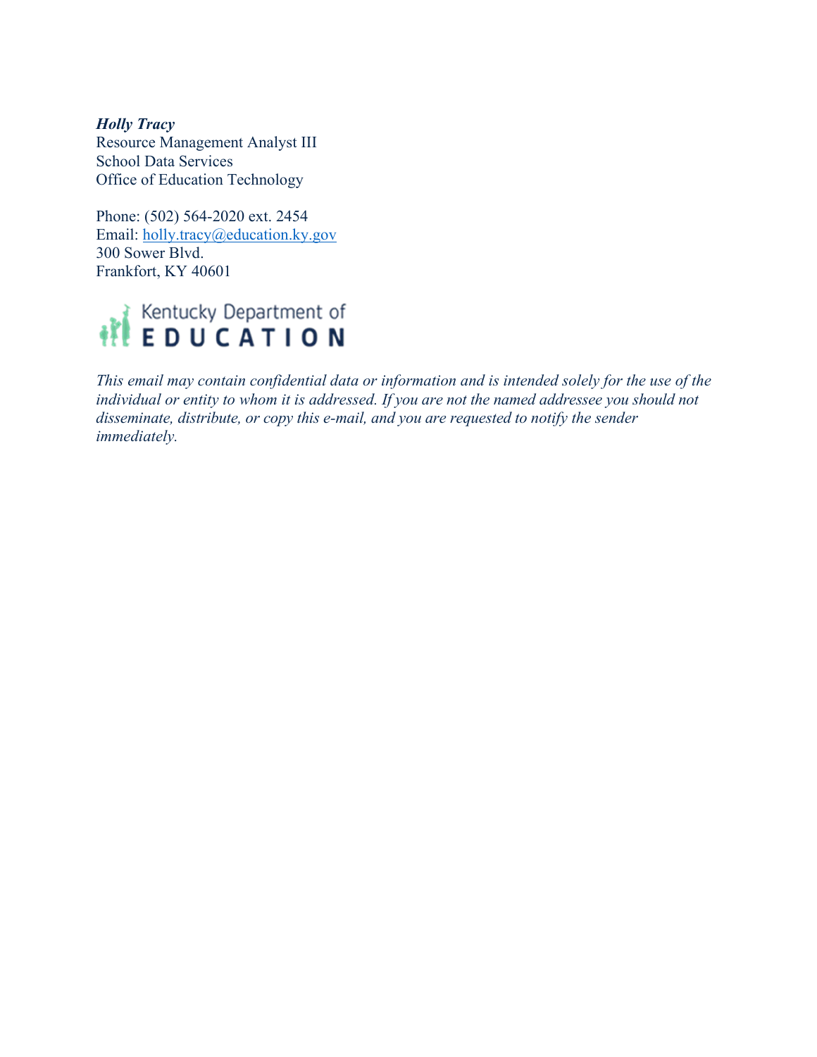***Holly Tracy***
Resource Management Analyst III
School Data Services
Office of Education Technology

Phone: (502) 564-2020 ext. 2454
Email: [holly.tracy@education.ky.gov](mailto:holly.tracy@education.ky.gov)
300 Sower Blvd.
Frankfort, KY 40601

Kentucky Department of
EDUCATION

*This email may contain confidential data or information and is intended solely for the use of the individual or entity to whom it is addressed. If you are not the named addressee you should not disseminate, distribute, or copy this e-mail, and you are requested to notify the sender immediately.*